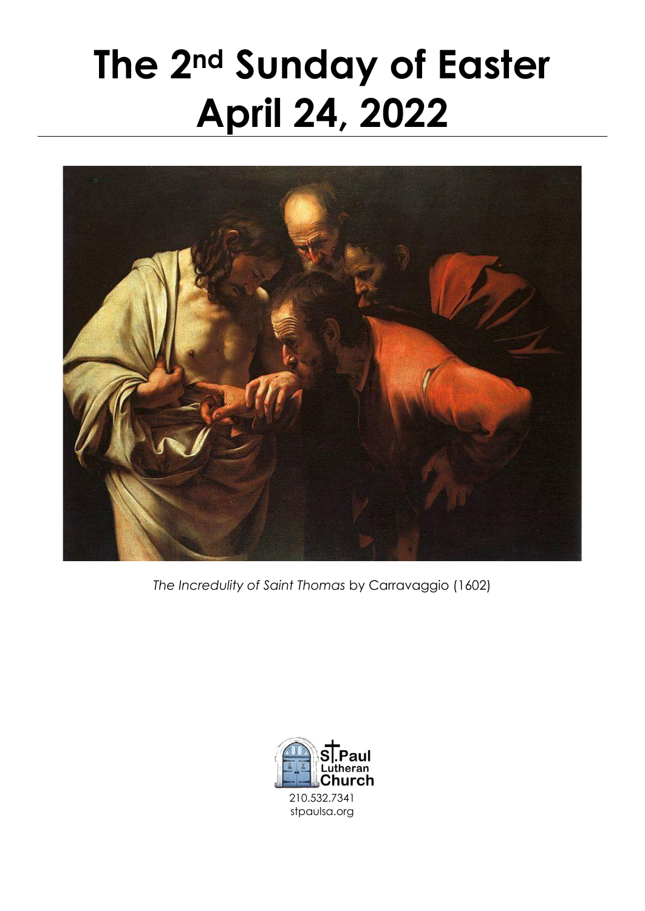# The 2nd Sunday of Easter April 24, 2022

*The Incredulity of Saint Thomas* by Carravaggio (1602)

St. Paul Lutheran Church

210.532.7341
stpaulsa.org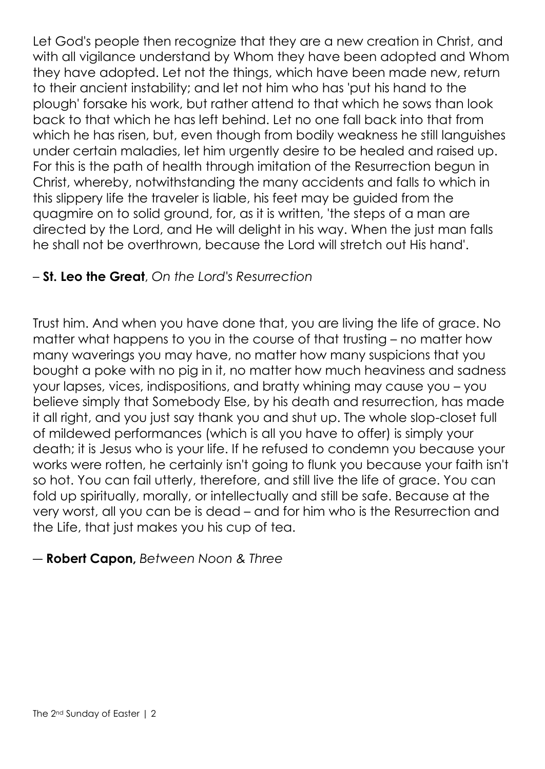Let God's people then recognize that they are a new creation in Christ, and with all vigilance understand by Whom they have been adopted and Whom they have adopted. Let not the things, which have been made new, return to their ancient instability; and let not him who has 'put his hand to the plough' forsake his work, but rather attend to that which he sows than look back to that which he has left behind. Let no one fall back into that from which he has risen, but, even though from bodily weakness he still languishes under certain maladies, let him urgently desire to be healed and raised up. For this is the path of health through imitation of the Resurrection begun in Christ, whereby, notwithstanding the many accidents and falls to which in this slippery life the traveler is liable, his feet may be guided from the quagmire on to solid ground, for, as it is written, 'the steps of a man are directed by the Lord, and He will delight in his way. When the just man falls he shall not be overthrown, because the Lord will stretch out His hand'.

– **St. Leo the Great**, *On the Lord's Resurrection*

Trust him. And when you have done that, you are living the life of grace. No matter what happens to you in the course of that trusting – no matter how many waverings you may have, no matter how many suspicions that you bought a poke with no pig in it, no matter how much heaviness and sadness your lapses, vices, indispositions, and bratty whining may cause you – you believe simply that Somebody Else, by his death and resurrection, has made it all right, and you just say thank you and shut up. The whole slop-closet full of mildewed performances (which is all you have to offer) is simply your death; it is Jesus who is your life. If he refused to condemn you because your works were rotten, he certainly isn't going to flunk you because your faith isn't so hot. You can fail utterly, therefore, and still live the life of grace. You can fold up spiritually, morally, or intellectually and still be safe. Because at the very worst, all you can be is dead – and for him who is the Resurrection and the Life, that just makes you his cup of tea.

— **Robert Capon,** *Between Noon & Three*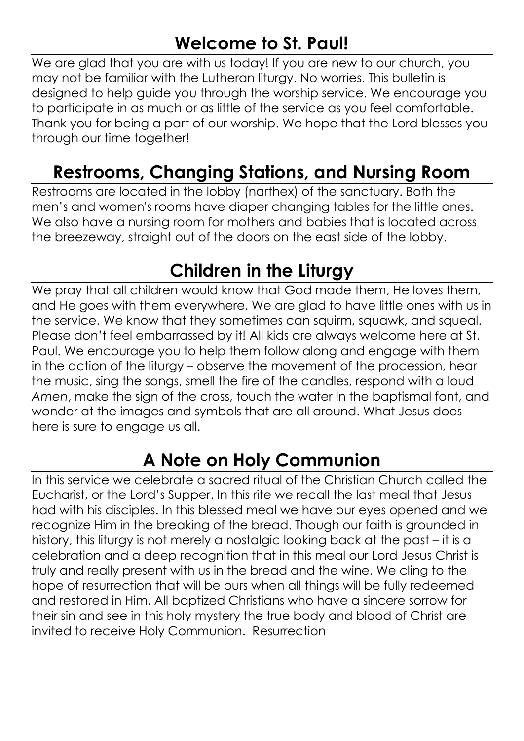## Welcome to St. Paul!

We are glad that you are with us today! If you are new to our church, you may not be familiar with the Lutheran liturgy. No worries. This bulletin is designed to help guide you through the worship service. We encourage you to participate in as much or as little of the service as you feel comfortable. Thank you for being a part of our worship. We hope that the Lord blesses you through our time together!

## Restrooms, Changing Stations, and Nursing Room

Restrooms are located in the lobby (narthex) of the sanctuary. Both the men's and women's rooms have diaper changing tables for the little ones. We also have a nursing room for mothers and babies that is located across the breezeway, straight out of the doors on the east side of the lobby.

## Children in the Liturgy

We pray that all children would know that God made them, He loves them, and He goes with them everywhere. We are glad to have little ones with us in the service. We know that they sometimes can squirm, squawk, and squeal. Please don't feel embarrassed by it! All kids are always welcome here at St. Paul. We encourage you to help them follow along and engage with them in the action of the liturgy – observe the movement of the procession, hear the music, sing the songs, smell the fire of the candles, respond with a loud *Amen*, make the sign of the cross, touch the water in the baptismal font, and wonder at the images and symbols that are all around. What Jesus does here is sure to engage us all.

## A Note on Holy Communion

In this service we celebrate a sacred ritual of the Christian Church called the Eucharist, or the Lord's Supper. In this rite we recall the last meal that Jesus had with his disciples. In this blessed meal we have our eyes opened and we recognize Him in the breaking of the bread. Though our faith is grounded in history, this liturgy is not merely a nostalgic looking back at the past – it is a celebration and a deep recognition that in this meal our Lord Jesus Christ is truly and really present with us in the bread and the wine. We cling to the hope of resurrection that will be ours when all things will be fully redeemed and restored in Him. All baptized Christians who have a sincere sorrow for their sin and see in this holy mystery the true body and blood of Christ are invited to receive Holy Communion. Resurrection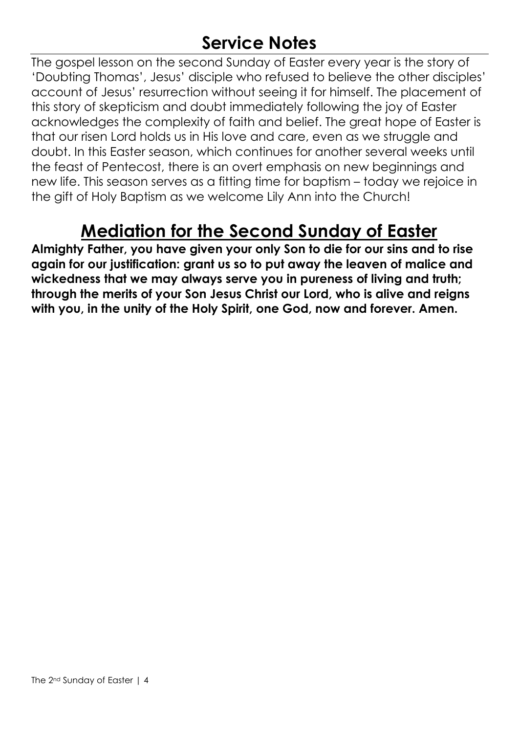# Service Notes

The gospel lesson on the second Sunday of Easter every year is the story of 'Doubting Thomas', Jesus' disciple who refused to believe the other disciples' account of Jesus' resurrection without seeing it for himself. The placement of this story of skepticism and doubt immediately following the joy of Easter acknowledges the complexity of faith and belief. The great hope of Easter is that our risen Lord holds us in His love and care, even as we struggle and doubt. In this Easter season, which continues for another several weeks until the feast of Pentecost, there is an overt emphasis on new beginnings and new life. This season serves as a fitting time for baptism – today we rejoice in the gift of Holy Baptism as we welcome Lily Ann into the Church!

# Mediation for the Second Sunday of Easter

**Almighty Father, you have given your only Son to die for our sins and to rise again for our justification: grant us so to put away the leaven of malice and wickedness that we may always serve you in pureness of living and truth; through the merits of your Son Jesus Christ our Lord, who is alive and reigns with you, in the unity of the Holy Spirit, one God, now and forever. Amen.**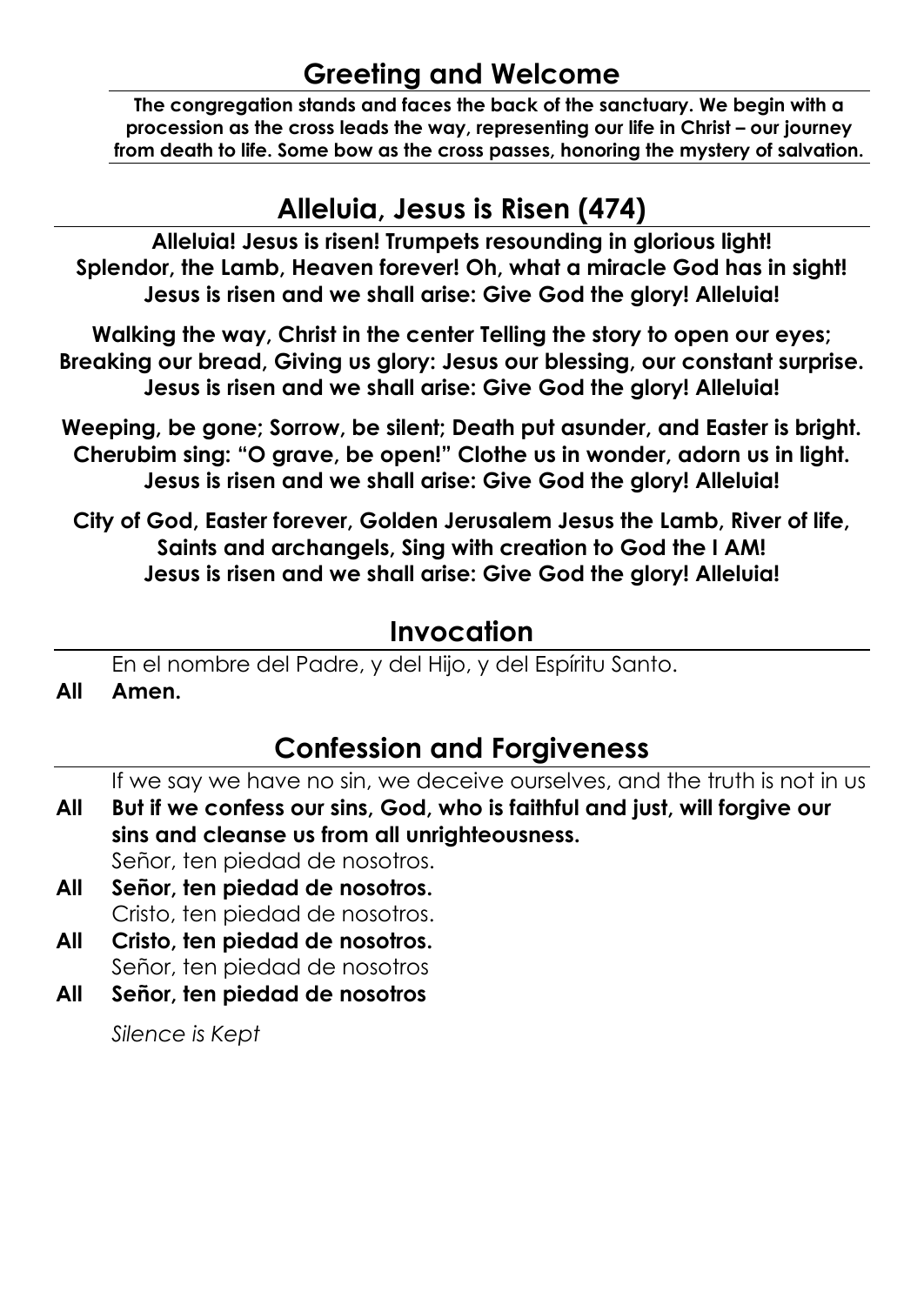## Greeting and Welcome

**The congregation stands and faces the back of the sanctuary. We begin with a procession as the cross leads the way, representing our life in Christ – our journey from death to life. Some bow as the cross passes, honoring the mystery of salvation.**

## Alleluia, Jesus is Risen (474)

**Alleluia! Jesus is risen! Trumpets resounding in glorious light!**
**Splendor, the Lamb, Heaven forever! Oh, what a miracle God has in sight!**
**Jesus is risen and we shall arise: Give God the glory! Alleluia!**

**Walking the way, Christ in the center Telling the story to open our eyes;**
**Breaking our bread, Giving us glory: Jesus our blessing, our constant surprise.**
**Jesus is risen and we shall arise: Give God the glory! Alleluia!**

**Weeping, be gone; Sorrow, be silent; Death put asunder, and Easter is bright.**
**Cherubim sing: "O grave, be open!" Clothe us in wonder, adorn us in light.**
**Jesus is risen and we shall arise: Give God the glory! Alleluia!**

**City of God, Easter forever, Golden Jerusalem Jesus the Lamb, River of life,**
**Saints and archangels, Sing with creation to God the I AM!**
**Jesus is risen and we shall arise: Give God the glory! Alleluia!**

## Invocation

En el nombre del Padre, y del Hijo, y del Espíritu Santo.

**All Amen.**

## Confession and Forgiveness

If we say we have no sin, we deceive ourselves, and the truth is not in us

**All But if we confess our sins, God, who is faithful and just, will forgive our sins and cleanse us from all unrighteousness.**

Señor, ten piedad de nosotros.

**All Señor, ten piedad de nosotros.**

Cristo, ten piedad de nosotros.

**All Cristo, ten piedad de nosotros.**

Señor, ten piedad de nosotros

**All Señor, ten piedad de nosotros**

*Silence is Kept*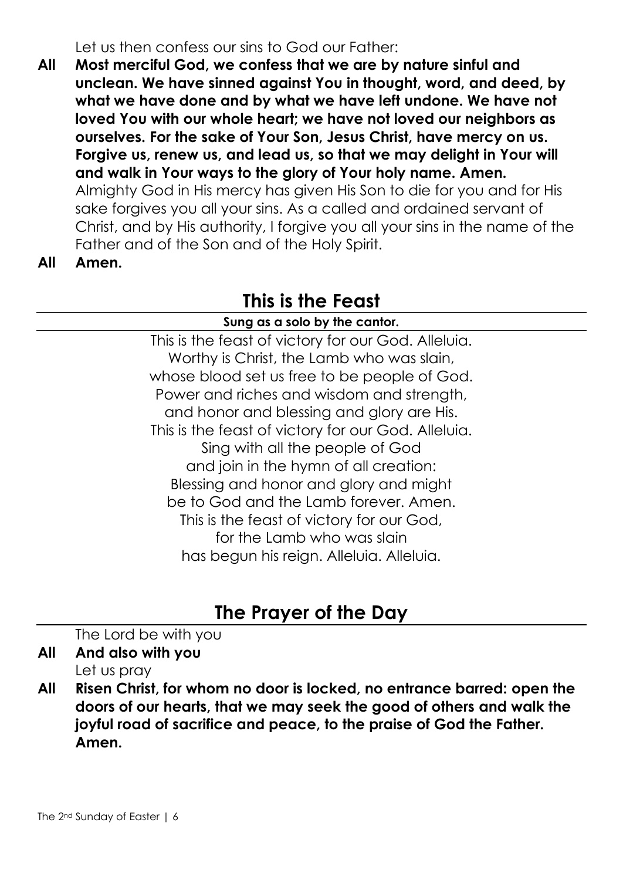Let us then confess our sins to God our Father:

**All** **Most merciful God, we confess that we are by nature sinful and unclean. We have sinned against You in thought, word, and deed, by what we have done and by what we have left undone. We have not loved You with our whole heart; we have not loved our neighbors as ourselves. For the sake of Your Son, Jesus Christ, have mercy on us. Forgive us, renew us, and lead us, so that we may delight in Your will and walk in Your ways to the glory of Your holy name. Amen.**

Almighty God in His mercy has given His Son to die for you and for His sake forgives you all your sins. As a called and ordained servant of Christ, and by His authority, I forgive you all your sins in the name of the Father and of the Son and of the Holy Spirit.

**All** **Amen.**

## This is the Feast

**Sung as a solo by the cantor.**

This is the feast of victory for our God. Alleluia.
Worthy is Christ, the Lamb who was slain,
whose blood set us free to be people of God.
Power and riches and wisdom and strength,
and honor and blessing and glory are His.
This is the feast of victory for our God. Alleluia.
Sing with all the people of God
and join in the hymn of all creation:
Blessing and honor and glory and might
be to God and the Lamb forever. Amen.
This is the feast of victory for our God,
for the Lamb who was slain
has begun his reign. Alleluia. Alleluia.

## The Prayer of the Day

The Lord be with you

**All** **And also with you**

Let us pray

**All** **Risen Christ, for whom no door is locked, no entrance barred: open the doors of our hearts, that we may seek the good of others and walk the joyful road of sacrifice and peace, to the praise of God the Father. Amen.**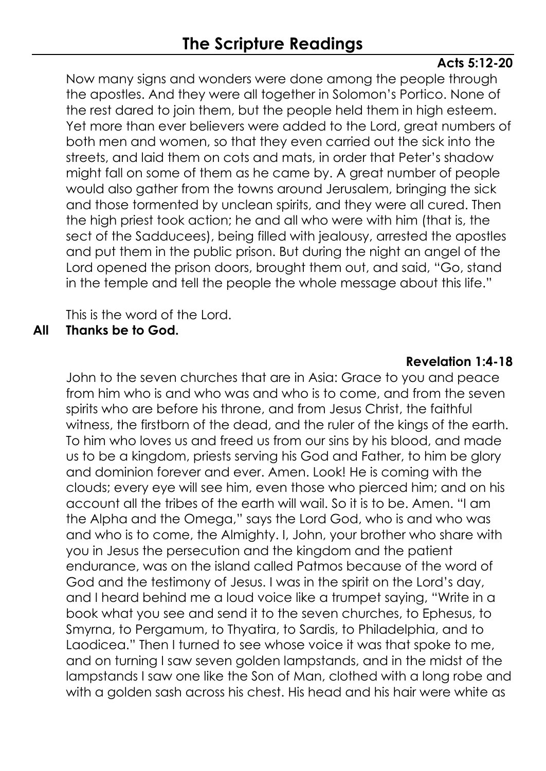# The Scripture Readings

**Acts 5:12-20**

Now many signs and wonders were done among the people through the apostles. And they were all together in Solomon's Portico. None of the rest dared to join them, but the people held them in high esteem. Yet more than ever believers were added to the Lord, great numbers of both men and women, so that they even carried out the sick into the streets, and laid them on cots and mats, in order that Peter's shadow might fall on some of them as he came by. A great number of people would also gather from the towns around Jerusalem, bringing the sick and those tormented by unclean spirits, and they were all cured. Then the high priest took action; he and all who were with him (that is, the sect of the Sadducees), being filled with jealousy, arrested the apostles and put them in the public prison. But during the night an angel of the Lord opened the prison doors, brought them out, and said, "Go, stand in the temple and tell the people the whole message about this life."

This is the word of the Lord.

**All Thanks be to God.**

**Revelation 1:4-18**

John to the seven churches that are in Asia: Grace to you and peace from him who is and who was and who is to come, and from the seven spirits who are before his throne, and from Jesus Christ, the faithful witness, the firstborn of the dead, and the ruler of the kings of the earth. To him who loves us and freed us from our sins by his blood, and made us to be a kingdom, priests serving his God and Father, to him be glory and dominion forever and ever. Amen. Look! He is coming with the clouds; every eye will see him, even those who pierced him; and on his account all the tribes of the earth will wail. So it is to be. Amen. "I am the Alpha and the Omega," says the Lord God, who is and who was and who is to come, the Almighty. I, John, your brother who share with you in Jesus the persecution and the kingdom and the patient endurance, was on the island called Patmos because of the word of God and the testimony of Jesus. I was in the spirit on the Lord's day, and I heard behind me a loud voice like a trumpet saying, "Write in a book what you see and send it to the seven churches, to Ephesus, to Smyrna, to Pergamum, to Thyatira, to Sardis, to Philadelphia, and to Laodicea." Then I turned to see whose voice it was that spoke to me, and on turning I saw seven golden lampstands, and in the midst of the lampstands I saw one like the Son of Man, clothed with a long robe and with a golden sash across his chest. His head and his hair were white as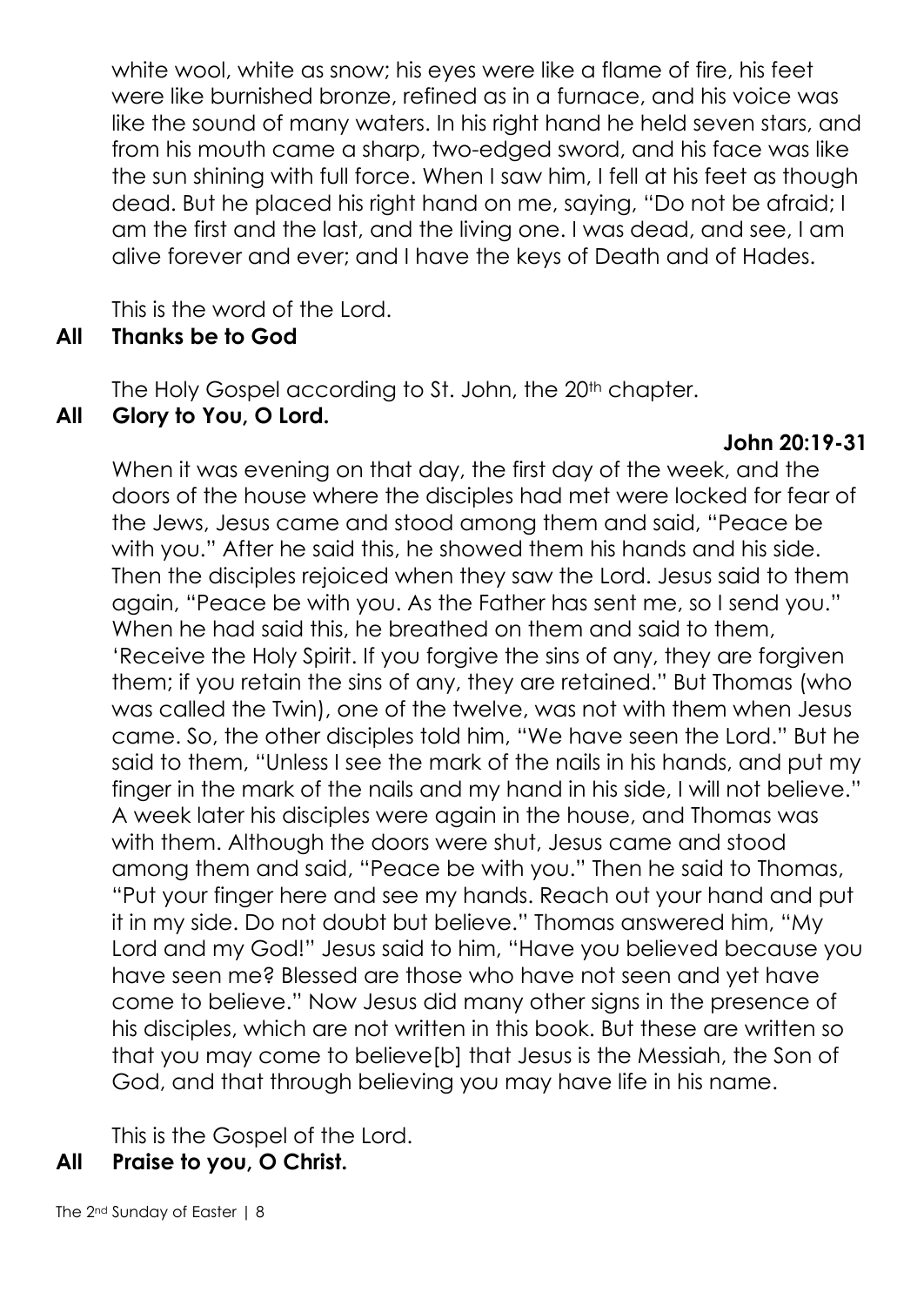white wool, white as snow; his eyes were like a flame of fire, his feet were like burnished bronze, refined as in a furnace, and his voice was like the sound of many waters. In his right hand he held seven stars, and from his mouth came a sharp, two-edged sword, and his face was like the sun shining with full force. When I saw him, I fell at his feet as though dead. But he placed his right hand on me, saying, "Do not be afraid; I am the first and the last, and the living one. I was dead, and see, I am alive forever and ever; and I have the keys of Death and of Hades.

This is the word of the Lord.

**All Thanks be to God**

The Holy Gospel according to St. John, the 20th chapter.

**All Glory to You, O Lord.**

**John 20:19-31**

When it was evening on that day, the first day of the week, and the doors of the house where the disciples had met were locked for fear of the Jews, Jesus came and stood among them and said, "Peace be with you." After he said this, he showed them his hands and his side. Then the disciples rejoiced when they saw the Lord. Jesus said to them again, "Peace be with you. As the Father has sent me, so I send you." When he had said this, he breathed on them and said to them, 'Receive the Holy Spirit. If you forgive the sins of any, they are forgiven them; if you retain the sins of any, they are retained." But Thomas (who was called the Twin), one of the twelve, was not with them when Jesus came. So, the other disciples told him, "We have seen the Lord." But he said to them, "Unless I see the mark of the nails in his hands, and put my finger in the mark of the nails and my hand in his side, I will not believe." A week later his disciples were again in the house, and Thomas was with them. Although the doors were shut, Jesus came and stood among them and said, "Peace be with you." Then he said to Thomas, "Put your finger here and see my hands. Reach out your hand and put it in my side. Do not doubt but believe." Thomas answered him, "My Lord and my God!" Jesus said to him, "Have you believed because you have seen me? Blessed are those who have not seen and yet have come to believe." Now Jesus did many other signs in the presence of his disciples, which are not written in this book. But these are written so that you may come to believe[b] that Jesus is the Messiah, the Son of God, and that through believing you may have life in his name.

This is the Gospel of the Lord.

**All Praise to you, O Christ.**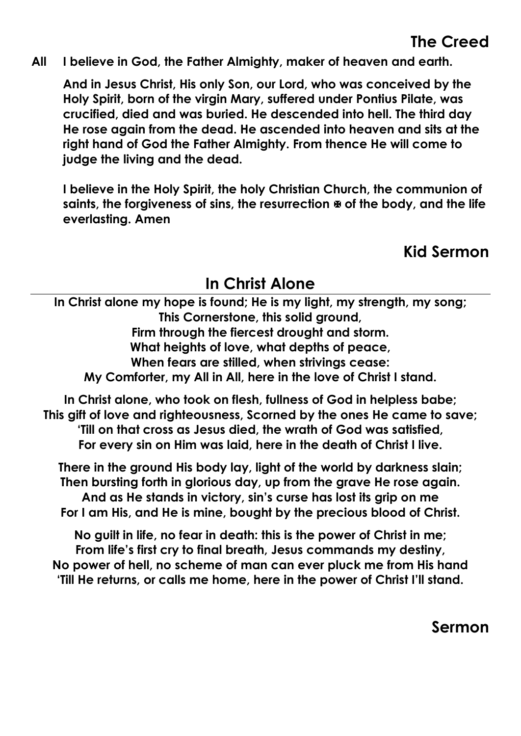## The Creed

**All I believe in God, the Father Almighty, maker of heaven and earth.**

**And in Jesus Christ, His only Son, our Lord, who was conceived by the Holy Spirit, born of the virgin Mary, suffered under Pontius Pilate, was crucified, died and was buried. He descended into hell. The third day He rose again from the dead. He ascended into heaven and sits at the right hand of God the Father Almighty. From thence He will come to judge the living and the dead.**

**I believe in the Holy Spirit, the holy Christian Church, the communion of saints, the forgiveness of sins, the resurrection ✠ of the body, and the life everlasting. Amen**

## Kid Sermon

## In Christ Alone

**In Christ alone my hope is found; He is my light, my strength, my song;
This Cornerstone, this solid ground,
Firm through the fiercest drought and storm.
What heights of love, what depths of peace,
When fears are stilled, when strivings cease:
My Comforter, my All in All, here in the love of Christ I stand.**

**In Christ alone, who took on flesh, fullness of God in helpless babe;
This gift of love and righteousness, Scorned by the ones He came to save;
'Till on that cross as Jesus died, the wrath of God was satisfied,
For every sin on Him was laid, here in the death of Christ I live.**

**There in the ground His body lay, light of the world by darkness slain;
Then bursting forth in glorious day, up from the grave He rose again.
And as He stands in victory, sin's curse has lost its grip on me
For I am His, and He is mine, bought by the precious blood of Christ.**

**No guilt in life, no fear in death: this is the power of Christ in me;
From life's first cry to final breath, Jesus commands my destiny,
No power of hell, no scheme of man can ever pluck me from His hand
'Till He returns, or calls me home, here in the power of Christ I'll stand.**

## Sermon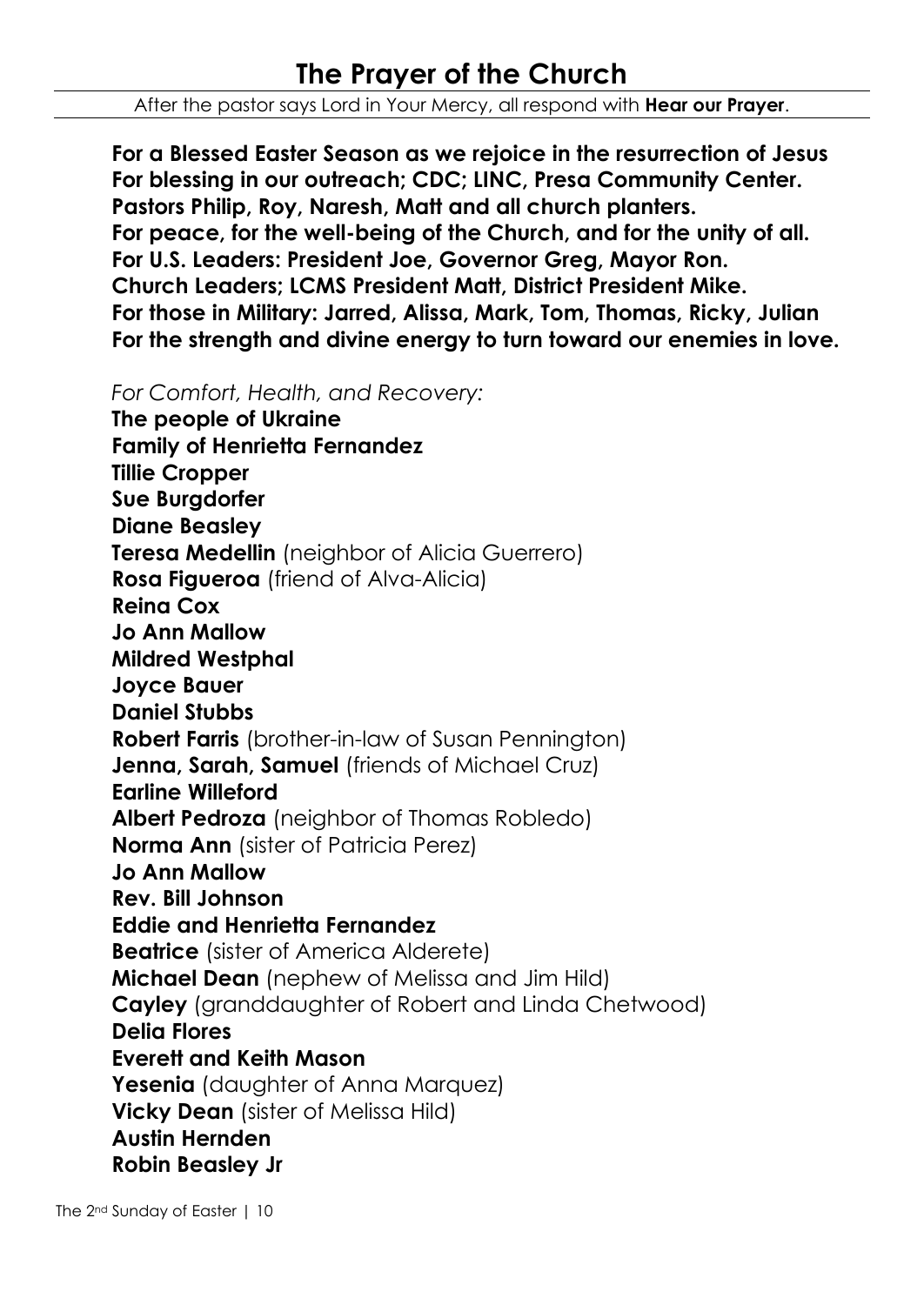# The Prayer of the Church

After the pastor says Lord in Your Mercy, all respond with **Hear our Prayer**.

**For a Blessed Easter Season as we rejoice in the resurrection of Jesus**
**For blessing in our outreach; CDC; LINC, Presa Community Center.**
**Pastors Philip, Roy, Naresh, Matt and all church planters.**
**For peace, for the well-being of the Church, and for the unity of all.**
**For U.S. Leaders: President Joe, Governor Greg, Mayor Ron.**
**Church Leaders; LCMS President Matt, District President Mike.**
**For those in Military: Jarred, Alissa, Mark, Tom, Thomas, Ricky, Julian**
**For the strength and divine energy to turn toward our enemies in love.**

*For Comfort, Health, and Recovery:*

**The people of Ukraine**
**Family of Henrietta Fernandez**
**Tillie Cropper**
**Sue Burgdorfer**
**Diane Beasley**
**Teresa Medellin** (neighbor of Alicia Guerrero)
**Rosa Figueroa** (friend of Alva-Alicia)
**Reina Cox**
**Jo Ann Mallow**
**Mildred Westphal**
**Joyce Bauer**
**Daniel Stubbs**
**Robert Farris** (brother-in-law of Susan Pennington)
**Jenna, Sarah, Samuel** (friends of Michael Cruz)
**Earline Willeford**
**Albert Pedroza** (neighbor of Thomas Robledo)
**Norma Ann** (sister of Patricia Perez)
**Jo Ann Mallow**
**Rev. Bill Johnson**
**Eddie and Henrietta Fernandez**
**Beatrice** (sister of America Alderete)
**Michael Dean** (nephew of Melissa and Jim Hild)
**Cayley** (granddaughter of Robert and Linda Chetwood)
**Delia Flores**
**Everett and Keith Mason**
**Yesenia** (daughter of Anna Marquez)
**Vicky Dean** (sister of Melissa Hild)
**Austin Hernden**
**Robin Beasley Jr**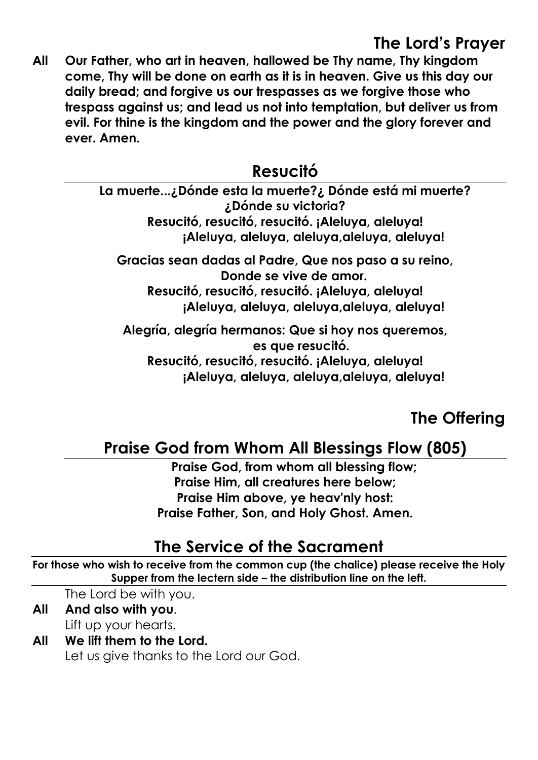## The Lord's Prayer

**All Our Father, who art in heaven, hallowed be Thy name, Thy kingdom come, Thy will be done on earth as it is in heaven. Give us this day our daily bread; and forgive us our trespasses as we forgive those who trespass against us; and lead us not into temptation, but deliver us from evil. For thine is the kingdom and the power and the glory forever and ever. Amen.**

## Resucitó

**La muerte...¿Dónde esta la muerte?¿ Dónde está mi muerte? ¿Dónde su victoria?**
**Resucitó, resucitó, resucitó. ¡Aleluya, aleluya!**
**¡Aleluya, aleluya, aleluya,aleluya, aleluya!**

**Gracias sean dadas al Padre, Que nos paso a su reino, Donde se vive de amor.**
**Resucitó, resucitó, resucitó. ¡Aleluya, aleluya!**
**¡Aleluya, aleluya, aleluya,aleluya, aleluya!**

**Alegría, alegría hermanos: Que si hoy nos queremos, es que resucitó.**
**Resucitó, resucitó, resucitó. ¡Aleluya, aleluya!**
**¡Aleluya, aleluya, aleluya,aleluya, aleluya!**

## The Offering

## Praise God from Whom All Blessings Flow (805)

**Praise God, from whom all blessing flow;**
**Praise Him, all creatures here below;**
**Praise Him above, ye heav'nly host:**
**Praise Father, Son, and Holy Ghost. Amen.**

## The Service of the Sacrament

**For those who wish to receive from the common cup (the chalice) please receive the Holy Supper from the lectern side – the distribution line on the left.**

The Lord be with you.

**All And also with you**.

Lift up your hearts.

**All We lift them to the Lord.**

Let us give thanks to the Lord our God.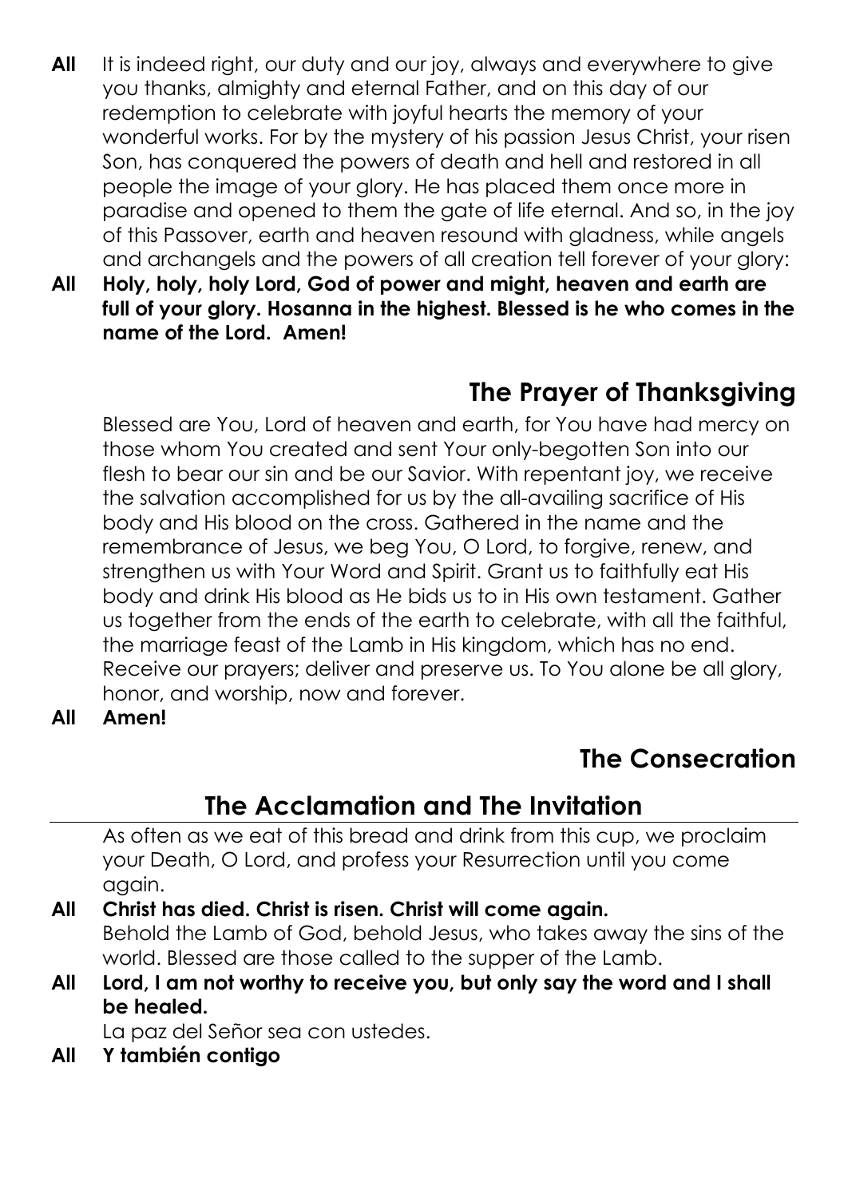**All** It is indeed right, our duty and our joy, always and everywhere to give you thanks, almighty and eternal Father, and on this day of our redemption to celebrate with joyful hearts the memory of your wonderful works. For by the mystery of his passion Jesus Christ, your risen Son, has conquered the powers of death and hell and restored in all people the image of your glory. He has placed them once more in paradise and opened to them the gate of life eternal. And so, in the joy of this Passover, earth and heaven resound with gladness, while angels and archangels and the powers of all creation tell forever of your glory:

**All** **Holy, holy, holy Lord, God of power and might, heaven and earth are full of your glory. Hosanna in the highest. Blessed is he who comes in the name of the Lord. Amen!**

## The Prayer of Thanksgiving

Blessed are You, Lord of heaven and earth, for You have had mercy on those whom You created and sent Your only-begotten Son into our flesh to bear our sin and be our Savior. With repentant joy, we receive the salvation accomplished for us by the all-availing sacrifice of His body and His blood on the cross. Gathered in the name and the remembrance of Jesus, we beg You, O Lord, to forgive, renew, and strengthen us with Your Word and Spirit. Grant us to faithfully eat His body and drink His blood as He bids us to in His own testament. Gather us together from the ends of the earth to celebrate, with all the faithful, the marriage feast of the Lamb in His kingdom, which has no end. Receive our prayers; deliver and preserve us. To You alone be all glory, honor, and worship, now and forever.

**All** **Amen!**

## The Consecration

## The Acclamation and The Invitation

As often as we eat of this bread and drink from this cup, we proclaim your Death, O Lord, and profess your Resurrection until you come again.

**All** **Christ has died. Christ is risen. Christ will come again.**

Behold the Lamb of God, behold Jesus, who takes away the sins of the world. Blessed are those called to the supper of the Lamb.

**All** **Lord, I am not worthy to receive you, but only say the word and I shall be healed.**

La paz del Señor sea con ustedes.

**All** **Y también contigo**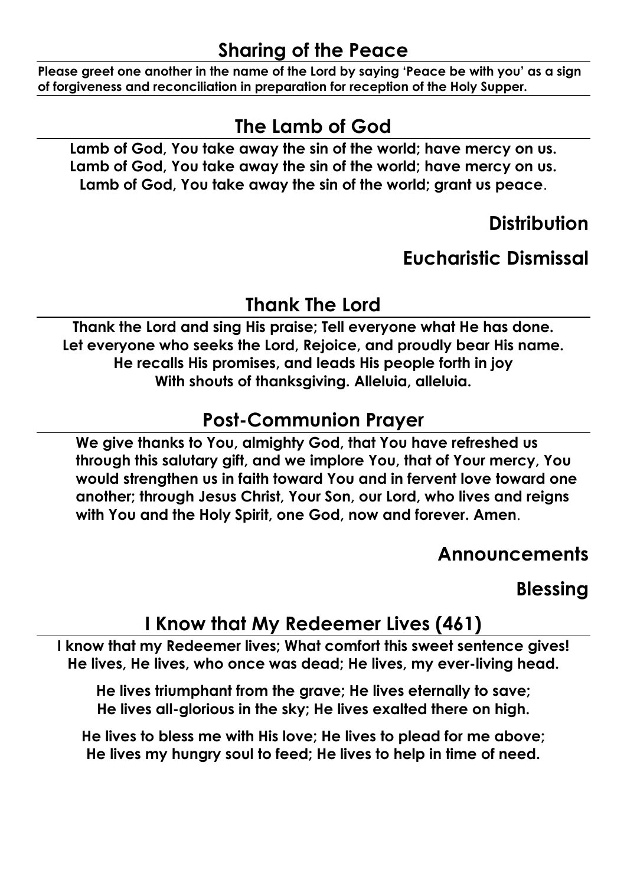## Sharing of the Peace

**Please greet one another in the name of the Lord by saying 'Peace be with you' as a sign of forgiveness and reconciliation in preparation for reception of the Holy Supper.**

## The Lamb of God

**Lamb of God, You take away the sin of the world; have mercy on us.**
**Lamb of God, You take away the sin of the world; have mercy on us.**
**Lamb of God, You take away the sin of the world; grant us peace**.

## Distribution

## Eucharistic Dismissal

## Thank The Lord

**Thank the Lord and sing His praise; Tell everyone what He has done.**
**Let everyone who seeks the Lord, Rejoice, and proudly bear His name.**
**He recalls His promises, and leads His people forth in joy**
**With shouts of thanksgiving. Alleluia, alleluia.**

## Post-Communion Prayer

**We give thanks to You, almighty God, that You have refreshed us through this salutary gift, and we implore You, that of Your mercy, You would strengthen us in faith toward You and in fervent love toward one another; through Jesus Christ, Your Son, our Lord, who lives and reigns with You and the Holy Spirit, one God, now and forever. Amen**.

## Announcements

## Blessing

## I Know that My Redeemer Lives (461)

**I know that my Redeemer lives; What comfort this sweet sentence gives!**
**He lives, He lives, who once was dead; He lives, my ever-living head.**

**He lives triumphant from the grave; He lives eternally to save;**
**He lives all-glorious in the sky; He lives exalted there on high.**

**He lives to bless me with His love; He lives to plead for me above;**
**He lives my hungry soul to feed; He lives to help in time of need.**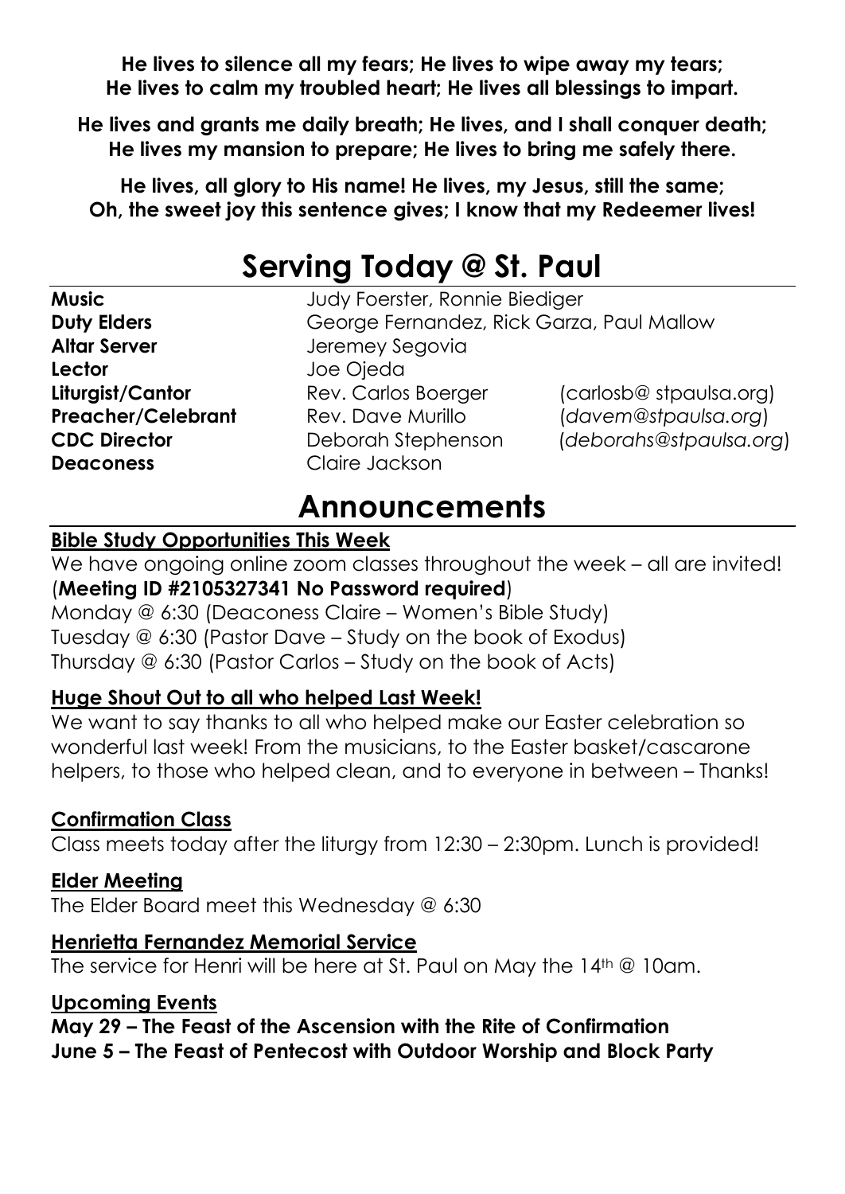**He lives to silence all my fears; He lives to wipe away my tears;**
**He lives to calm my troubled heart; He lives all blessings to impart.**

**He lives and grants me daily breath; He lives, and I shall conquer death;**
**He lives my mansion to prepare; He lives to bring me safely there.**

**He lives, all glory to His name! He lives, my Jesus, still the same;**
**Oh, the sweet joy this sentence gives; I know that my Redeemer lives!**

# Serving Today @ St. Paul

| | | |
|---|---|---|
| **Music** | Judy Foerster, Ronnie Biediger | |
| **Duty Elders** | George Fernandez, Rick Garza, Paul Mallow | |
| **Altar Server** | Jeremey Segovia | |
| **Lector** | Joe Ojeda | |
| **Liturgist/Cantor** | Rev. Carlos Boerger | (carlosb@ stpaulsa.org) |
| **Preacher/Celebrant** | Rev. Dave Murillo | (*davem@stpaulsa.org*) |
| **CDC Director** | Deborah Stephenson | (*deborahs@stpaulsa.org*) |
| **Deaconess** | Claire Jackson | |

# Announcements

**Bible Study Opportunities This Week**

We have ongoing online zoom classes throughout the week – all are invited! (**Meeting ID #2105327341 No Password required**)

Monday @ 6:30 (Deaconess Claire – Women's Bible Study)
Tuesday @ 6:30 (Pastor Dave – Study on the book of Exodus)
Thursday @ 6:30 (Pastor Carlos – Study on the book of Acts)

**Huge Shout Out to all who helped Last Week!**

We want to say thanks to all who helped make our Easter celebration so wonderful last week! From the musicians, to the Easter basket/cascarone helpers, to those who helped clean, and to everyone in between – Thanks!

**Confirmation Class**

Class meets today after the liturgy from 12:30 – 2:30pm. Lunch is provided!

**Elder Meeting**

The Elder Board meet this Wednesday @ 6:30

**Henrietta Fernandez Memorial Service**

The service for Henri will be here at St. Paul on May the 14th @ 10am.

**Upcoming Events**

**May 29 – The Feast of the Ascension with the Rite of Confirmation**
**June 5 – The Feast of Pentecost with Outdoor Worship and Block Party**